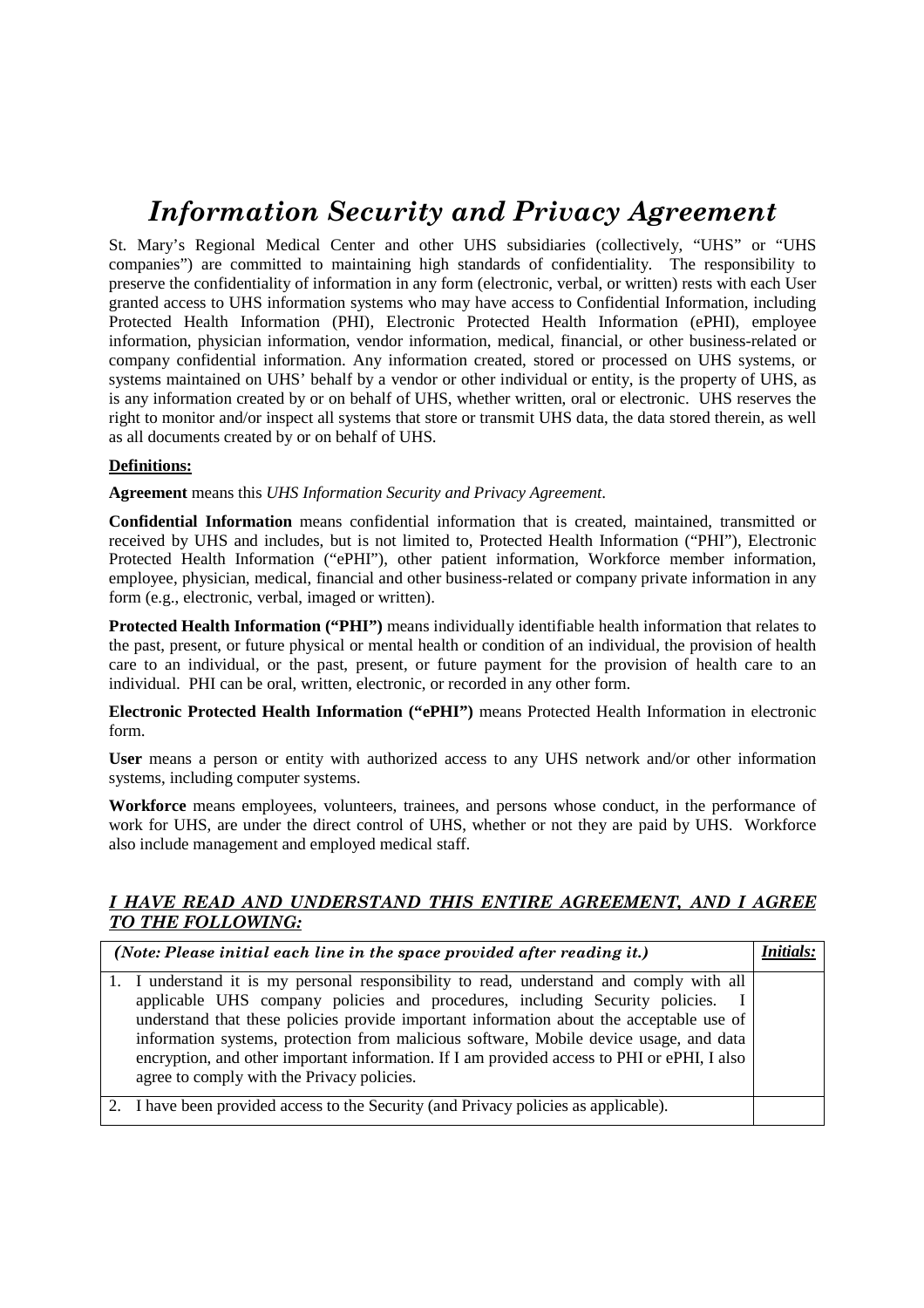# *Information Security and Privacy Agreement*

St. Mary's Regional Medical Center and other UHS subsidiaries (collectively, "UHS" or "UHS companies") are committed to maintaining high standards of confidentiality. The responsibility to preserve the confidentiality of information in any form (electronic, verbal, or written) rests with each User granted access to UHS information systems who may have access to Confidential Information, including Protected Health Information (PHI), Electronic Protected Health Information (ePHI), employee information, physician information, vendor information, medical, financial, or other business-related or company confidential information. Any information created, stored or processed on UHS systems, or systems maintained on UHS' behalf by a vendor or other individual or entity, is the property of UHS, as is any information created by or on behalf of UHS, whether written, oral or electronic. UHS reserves the right to monitor and/or inspect all systems that store or transmit UHS data, the data stored therein, as well as all documents created by or on behalf of UHS.

**Definitions:**

**Agreement** means this *UHS Information Security and Privacy Agreement*.

**Confidential Information** means confidential information that is created, maintained, transmitted or received by UHS and includes, but is not limited to, Protected Health Information ("PHI"), Electronic Protected Health Information ("ePHI"), other patient information, Workforce member information, employee, physician, medical, financial and other business-related or company private information in any form (e.g., electronic, verbal, imaged or written).

**Protected Health Information ("PHI")** means individually identifiable health information that relates to the past, present, or future physical or mental health or condition of an individual, the provision of health care to an individual, or the past, present, or future payment for the provision of health care to an individual. PHI can be oral, written, electronic, or recorded in any other form.

**Electronic Protected Health Information ("ePHI")** means Protected Health Information in electronic form.

**User** means a person or entity with authorized access to any UHS network and/or other information systems, including computer systems.

**Workforce** means employees, volunteers, trainees, and persons whose conduct, in the performance of work for UHS, are under the direct control of UHS, whether or not they are paid by UHS. Workforce also include management and employed medical staff.

***I HAVE READ AND UNDERSTAND THIS ENTIRE AGREEMENT, AND I AGREE TO THE FOLLOWING:***

| *(Note: Please initial each line in the space provided after reading it.)* | ***Initials:*** |
| --- | --- |
| 1. I understand it is my personal responsibility to read, understand and comply with all applicable UHS company policies and procedures, including Security policies. I understand that these policies provide important information about the acceptable use of information systems, protection from malicious software, Mobile device usage, and data encryption, and other important information. If I am provided access to PHI or ePHI, I also agree to comply with the Privacy policies. | |
| 2. I have been provided access to the Security (and Privacy policies as applicable). | |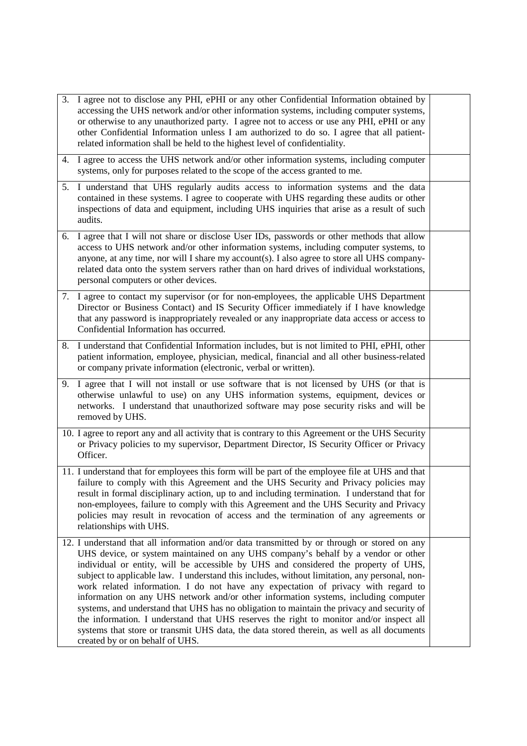| | |
|---|---|
| 3. I agree not to disclose any PHI, ePHI or any other Confidential Information obtained by accessing the UHS network and/or other information systems, including computer systems, or otherwise to any unauthorized party. I agree not to access or use any PHI, ePHI or any other Confidential Information unless I am authorized to do so. I agree that all patient-related information shall be held to the highest level of confidentiality. | |
| 4. I agree to access the UHS network and/or other information systems, including computer systems, only for purposes related to the scope of the access granted to me. | |
| 5. I understand that UHS regularly audits access to information systems and the data contained in these systems. I agree to cooperate with UHS regarding these audits or other inspections of data and equipment, including UHS inquiries that arise as a result of such audits. | |
| 6. I agree that I will not share or disclose User IDs, passwords or other methods that allow access to UHS network and/or other information systems, including computer systems, to anyone, at any time, nor will I share my account(s). I also agree to store all UHS company-related data onto the system servers rather than on hard drives of individual workstations, personal computers or other devices. | |
| 7. I agree to contact my supervisor (or for non-employees, the applicable UHS Department Director or Business Contact) and IS Security Officer immediately if I have knowledge that any password is inappropriately revealed or any inappropriate data access or access to Confidential Information has occurred. | |
| 8. I understand that Confidential Information includes, but is not limited to PHI, ePHI, other patient information, employee, physician, medical, financial and all other business-related or company private information (electronic, verbal or written). | |
| 9. I agree that I will not install or use software that is not licensed by UHS (or that is otherwise unlawful to use) on any UHS information systems, equipment, devices or networks. I understand that unauthorized software may pose security risks and will be removed by UHS. | |
| 10. I agree to report any and all activity that is contrary to this Agreement or the UHS Security or Privacy policies to my supervisor, Department Director, IS Security Officer or Privacy Officer. | |
| 11. I understand that for employees this form will be part of the employee file at UHS and that failure to comply with this Agreement and the UHS Security and Privacy policies may result in formal disciplinary action, up to and including termination. I understand that for non-employees, failure to comply with this Agreement and the UHS Security and Privacy policies may result in revocation of access and the termination of any agreements or relationships with UHS. | |
| 12. I understand that all information and/or data transmitted by or through or stored on any UHS device, or system maintained on any UHS company's behalf by a vendor or other individual or entity, will be accessible by UHS and considered the property of UHS, subject to applicable law. I understand this includes, without limitation, any personal, non-work related information. I do not have any expectation of privacy with regard to information on any UHS network and/or other information systems, including computer systems, and understand that UHS has no obligation to maintain the privacy and security of the information. I understand that UHS reserves the right to monitor and/or inspect all systems that store or transmit UHS data, the data stored therein, as well as all documents created by or on behalf of UHS. | |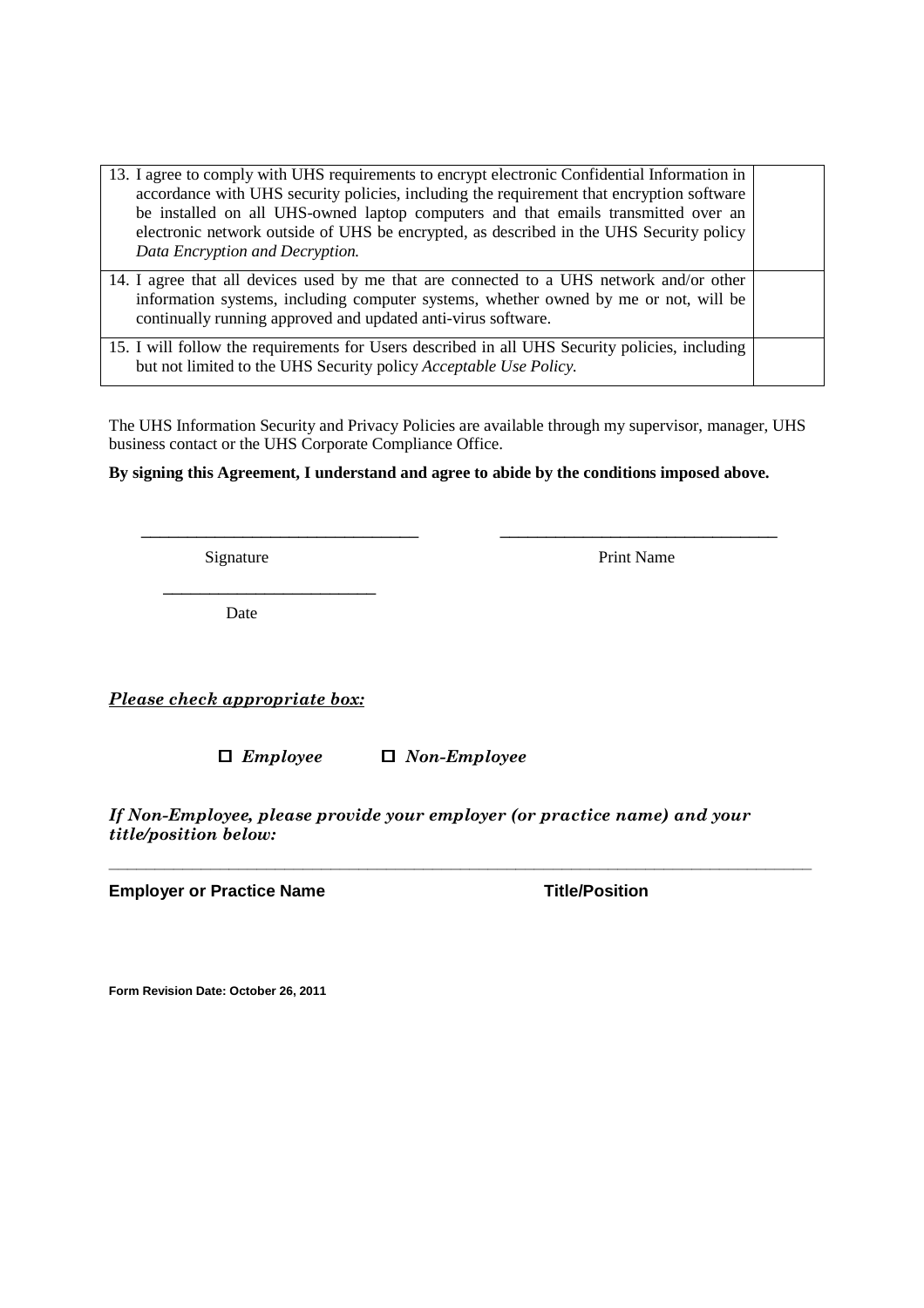| | |
|---|---|
| 13. I agree to comply with UHS requirements to encrypt electronic Confidential Information in accordance with UHS security policies, including the requirement that encryption software be installed on all UHS-owned laptop computers and that emails transmitted over an electronic network outside of UHS be encrypted, as described in the UHS Security policy *Data Encryption and Decryption.* | |
| 14. I agree that all devices used by me that are connected to a UHS network and/or other information systems, including computer systems, whether owned by me or not, will be continually running approved and updated anti-virus software. | |
| 15. I will follow the requirements for Users described in all UHS Security policies, including but not limited to the UHS Security policy *Acceptable Use Policy.* | |

The UHS Information Security and Privacy Policies are available through my supervisor, manager, UHS business contact or the UHS Corporate Compliance Office.

**By signing this Agreement, I understand and agree to abide by the conditions imposed above.**

_______________________________ _______________________________

Signature Print Name

________________________

Date

***Please check appropriate box:***

☐ ***Employee*** ☐ ***Non-Employee***

***If Non-Employee, please provide your employer (or practice name) and your title/position below:***

_____________________________________________________________________________

**Employer or Practice Name** **Title/Position**

**Form Revision Date: October 26, 2011**